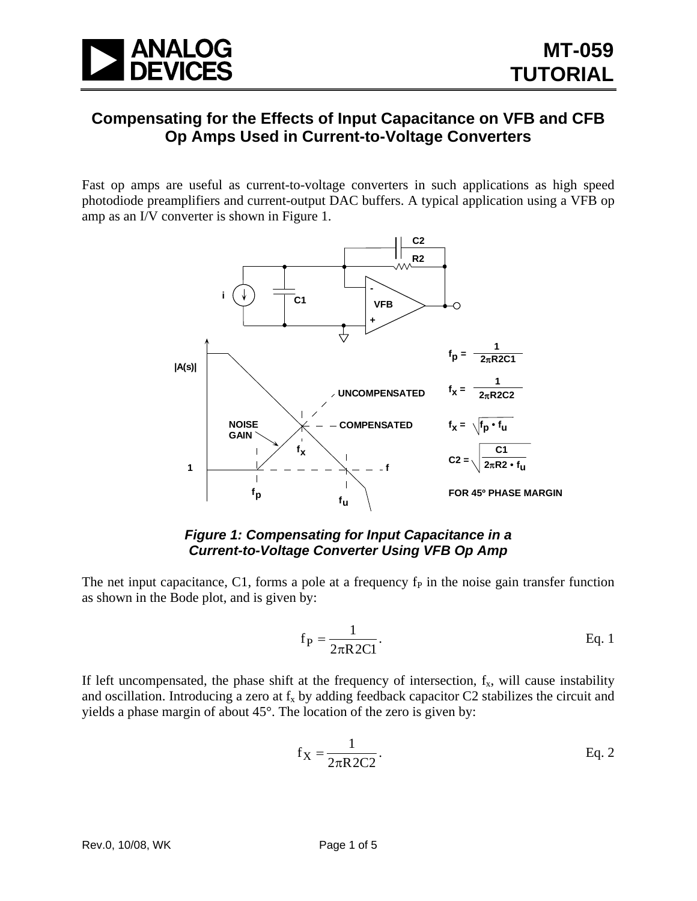# Compensating for the Effects of Input Capacitance on VFB and CFB Op Amps Used in Current-to-Voltage Converters

Fast op amps are useful as current-to-voltage converters in such applications as high speed photodiode preamplifiers and current-output DAC buffers. A typical application using a VFB op amp as an I/V converter is shown in Figure 1.

***Figure 1: Compensating for Input Capacitance in a Current-to-Voltage Converter Using VFB Op Amp***

The net input capacitance, C1, forms a pole at a frequency $f_P$ in the noise gain transfer function as shown in the Bode plot, and is given by:

$$f_P = \frac{1}{2\pi R2C1}. \qquad \text{Eq. 1}$$

If left uncompensated, the phase shift at the frequency of intersection, $f_x$, will cause instability and oscillation. Introducing a zero at $f_x$ by adding feedback capacitor C2 stabilizes the circuit and yields a phase margin of about 45°. The location of the zero is given by:

$$f_X = \frac{1}{2\pi R2C2}. \qquad \text{Eq. 2}$$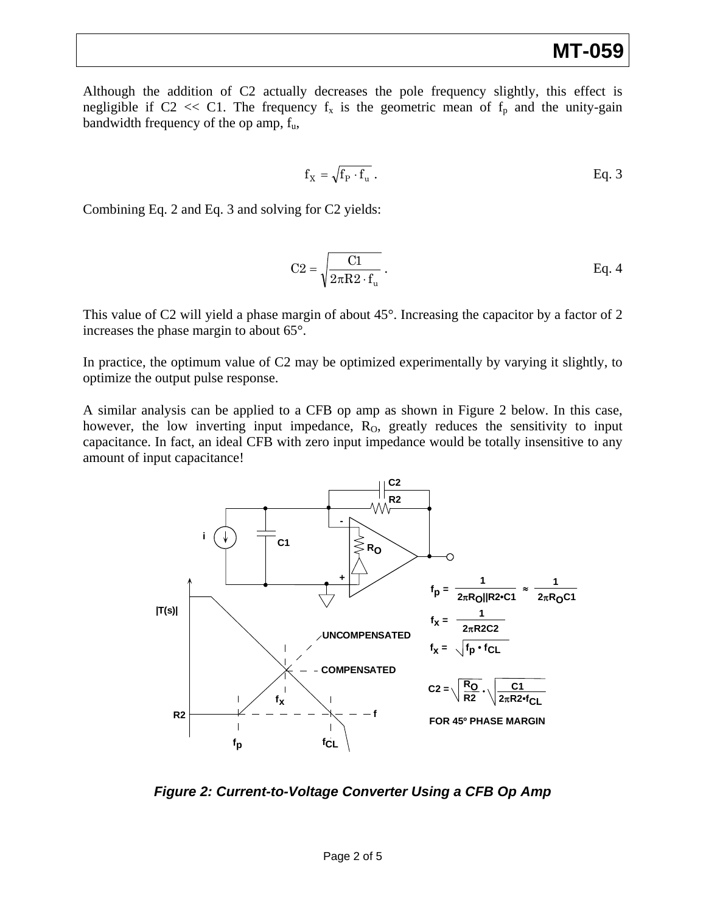Although the addition of C2 actually decreases the pole frequency slightly, this effect is negligible if C2 << C1. The frequency $f_x$ is the geometric mean of $f_p$ and the unity-gain bandwidth frequency of the op amp, $f_u$,

$$f_X = \sqrt{f_P \cdot f_u} \, . \qquad \text{Eq. 3}$$

Combining Eq. 2 and Eq. 3 and solving for C2 yields:

$$C2 = \sqrt{\frac{C1}{2\pi R2 \cdot f_u}} \, . \qquad \text{Eq. 4}$$

This value of C2 will yield a phase margin of about 45°. Increasing the capacitor by a factor of 2 increases the phase margin to about 65°.

In practice, the optimum value of C2 may be optimized experimentally by varying it slightly, to optimize the output pulse response.

A similar analysis can be applied to a CFB op amp as shown in Figure 2 below. In this case, however, the low inverting input impedance, $R_O$, greatly reduces the sensitivity to input capacitance. In fact, an ideal CFB with zero input impedance would be totally insensitive to any amount of input capacitance!

$$f_p = \frac{1}{2\pi R_O || R2 \bullet C1} \approx \frac{1}{2\pi R_O C1}$$

$$f_X = \frac{1}{2\pi R2C2}$$

$$f_X = \sqrt{f_p \bullet f_{CL}}$$

$$C2 = \sqrt{\frac{R_O}{R2}} \bullet \sqrt{\frac{C1}{2\pi R2 \bullet f_{CL}}}$$

FOR 45º PHASE MARGIN

*Figure 2: Current-to-Voltage Converter Using a CFB Op Amp*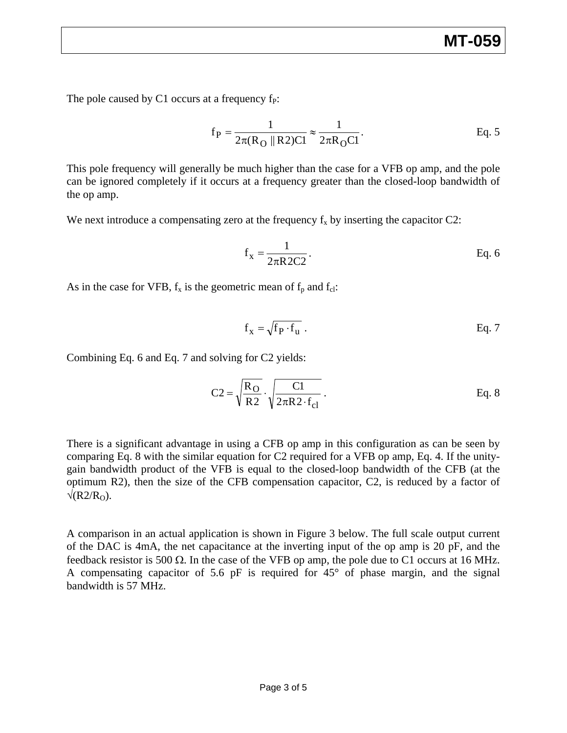The pole caused by C1 occurs at a frequency $f_P$:

$$f_P = \frac{1}{2\pi(R_O \parallel R2)C1} \approx \frac{1}{2\pi R_O C1}. \qquad \text{Eq. 5}$$

This pole frequency will generally be much higher than the case for a VFB op amp, and the pole can be ignored completely if it occurs at a frequency greater than the closed-loop bandwidth of the op amp.

We next introduce a compensating zero at the frequency $f_x$ by inserting the capacitor C2:

$$f_x = \frac{1}{2\pi R2C2}. \qquad \text{Eq. 6}$$

As in the case for VFB, $f_x$ is the geometric mean of $f_p$ and $f_{cl}$:

$$f_x = \sqrt{f_P \cdot f_u}\ . \qquad \text{Eq. 7}$$

Combining Eq. 6 and Eq. 7 and solving for C2 yields:

$$C2 = \sqrt{\frac{R_O}{R2}} \cdot \sqrt{\frac{C1}{2\pi R2 \cdot f_{cl}}}\ . \qquad \text{Eq. 8}$$

There is a significant advantage in using a CFB op amp in this configuration as can be seen by comparing Eq. 8 with the similar equation for C2 required for a VFB op amp, Eq. 4. If the unity-gain bandwidth product of the VFB is equal to the closed-loop bandwidth of the CFB (at the optimum R2), then the size of the CFB compensation capacitor, C2, is reduced by a factor of $\sqrt{(R2/R_O)}$.

A comparison in an actual application is shown in Figure 3 below. The full scale output current of the DAC is 4mA, the net capacitance at the inverting input of the op amp is 20 pF, and the feedback resistor is 500 Ω. In the case of the VFB op amp, the pole due to C1 occurs at 16 MHz. A compensating capacitor of 5.6 pF is required for 45° of phase margin, and the signal bandwidth is 57 MHz.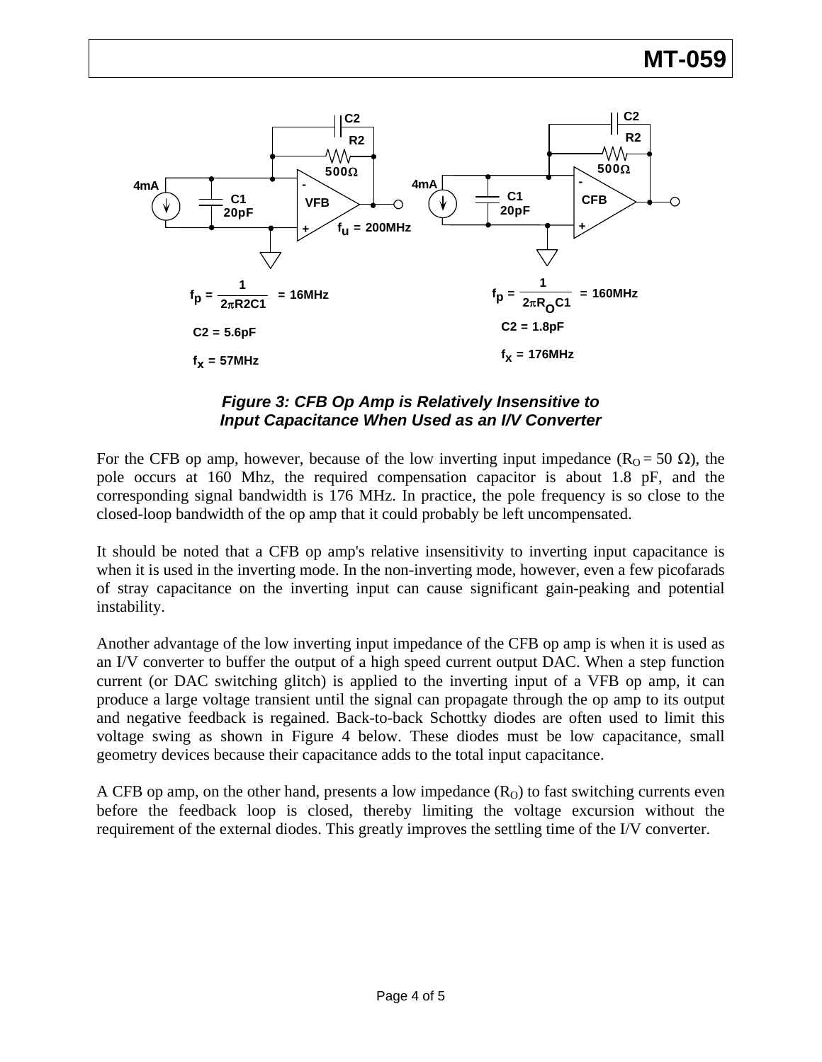$$f_p = \frac{1}{2\pi R2C1} = 16\text{MHz}$$

C2 = 5.6pF

$f_x$ = 57MHz

$$f_p = \frac{1}{2\pi R_O C1} = 160\text{MHz}$$

C2 = 1.8pF

$f_x$ = 176MHz

***Figure 3: CFB Op Amp is Relatively Insensitive to Input Capacitance When Used as an I/V Converter***

For the CFB op amp, however, because of the low inverting input impedance ($R_O = 50\ \Omega$), the pole occurs at 160 Mhz, the required compensation capacitor is about 1.8 pF, and the corresponding signal bandwidth is 176 MHz. In practice, the pole frequency is so close to the closed-loop bandwidth of the op amp that it could probably be left uncompensated.

It should be noted that a CFB op amp's relative insensitivity to inverting input capacitance is when it is used in the inverting mode. In the non-inverting mode, however, even a few picofarads of stray capacitance on the inverting input can cause significant gain-peaking and potential instability.

Another advantage of the low inverting input impedance of the CFB op amp is when it is used as an I/V converter to buffer the output of a high speed current output DAC. When a step function current (or DAC switching glitch) is applied to the inverting input of a VFB op amp, it can produce a large voltage transient until the signal can propagate through the op amp to its output and negative feedback is regained. Back-to-back Schottky diodes are often used to limit this voltage swing as shown in Figure 4 below. These diodes must be low capacitance, small geometry devices because their capacitance adds to the total input capacitance.

A CFB op amp, on the other hand, presents a low impedance ($R_O$) to fast switching currents even before the feedback loop is closed, thereby limiting the voltage excursion without the requirement of the external diodes. This greatly improves the settling time of the I/V converter.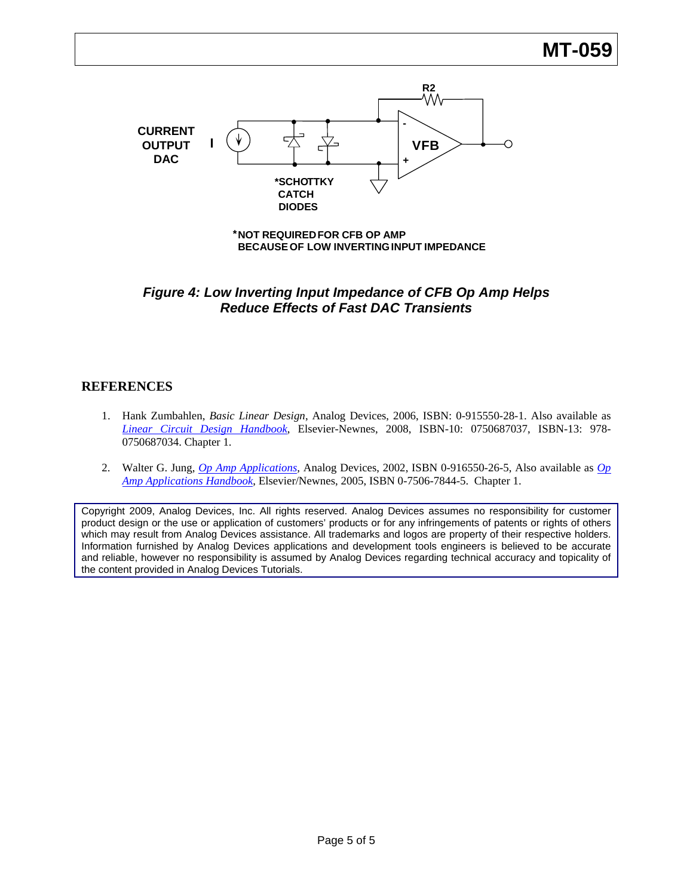CURRENT OUTPUT DAC

I

R2

VFB

-

+

*SCHOTTKY CATCH DIODES

*NOT REQUIRED FOR CFB OP AMP BECAUSE OF LOW INVERTING INPUT IMPEDANCE

***Figure 4: Low Inverting Input Impedance of CFB Op Amp Helps Reduce Effects of Fast DAC Transients***

## REFERENCES

1. Hank Zumbahlen, *Basic Linear Design*, Analog Devices, 2006, ISBN: 0-915550-28-1. Also available as *Linear Circuit Design Handbook*, Elsevier-Newnes, 2008, ISBN-10: 0750687037, ISBN-13: 978-0750687034. Chapter 1.

2. Walter G. Jung, *Op Amp Applications*, Analog Devices, 2002, ISBN 0-916550-26-5, Also available as *Op Amp Applications Handbook*, Elsevier/Newnes, 2005, ISBN 0-7506-7844-5. Chapter 1.

Copyright 2009, Analog Devices, Inc. All rights reserved. Analog Devices assumes no responsibility for customer product design or the use or application of customers' products or for any infringements of patents or rights of others which may result from Analog Devices assistance. All trademarks and logos are property of their respective holders. Information furnished by Analog Devices applications and development tools engineers is believed to be accurate and reliable, however no responsibility is assumed by Analog Devices regarding technical accuracy and topicality of the content provided in Analog Devices Tutorials.